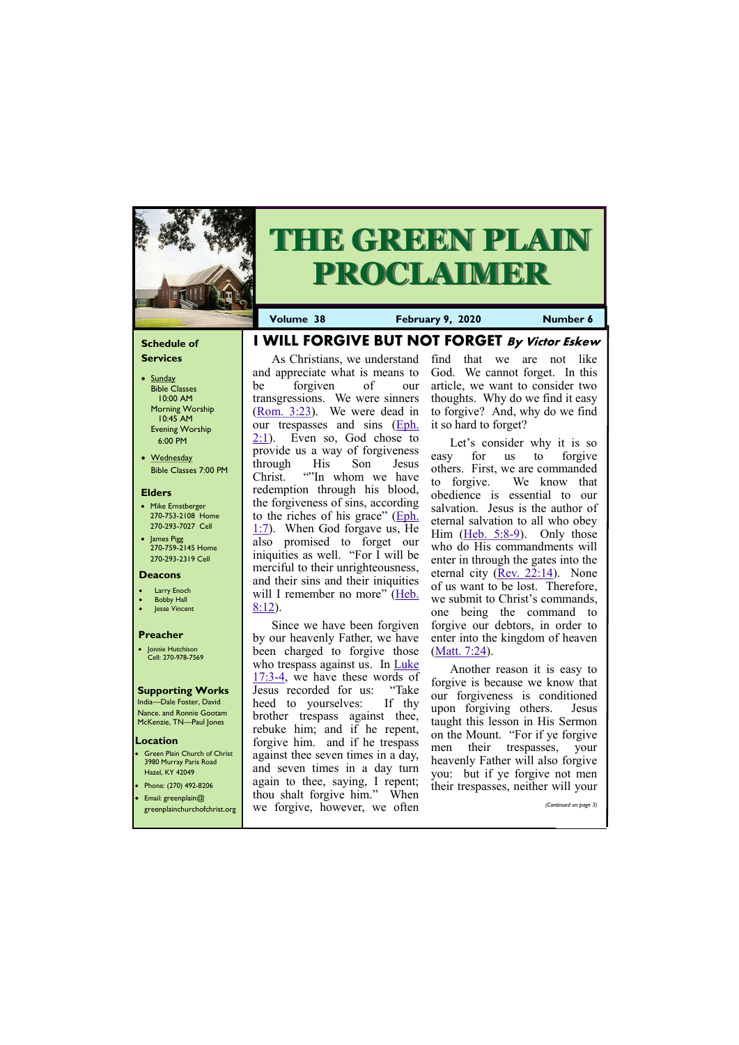# THE GREEN PLAIN PROCLAIMER

**Volume 38** | **February 9, 2020** | **Number 6**

## Schedule of Services

- Sunday
  - Bible Classes 10:00 AM
  - Morning Worship 10:45 AM
  - Evening Worship 6:00 PM
- Wednesday
  - Bible Classes 7:00 PM

## Elders

- Mike Ernstberger 270-753-2108 Home 270-293-7027 Cell
- James Pigg 270-759-2145 Home 270-293-2319 Cell

## Deacons

- Larry Enoch
- Bobby Hall
- Jesse Vincent

## Preacher

- Jonnie Hutchison Cell: 270-978-7569

## Supporting Works

India—Dale Foster, David Nance. and Ronnie Gootam McKenzie, TN—Paul Jones

## Location

- Green Plain Church of Christ 3980 Murray Paris Road Hazel, KY 42049
- Phone: (270) 492-8206
- Email: greenplain@greenplainchurchofchrist.org

# I WILL FORGIVE BUT NOT FORGET *By Victor Eskew*

As Christians, we understand and appreciate what is means to be forgiven of our transgressions. We were sinners (Rom. 3:23). We were dead in our trespasses and sins (Eph. 2:1). Even so, God chose to provide us a way of forgiveness through His Son Jesus Christ. ""In whom we have redemption through his blood, the forgiveness of sins, according to the riches of his grace" (Eph. 1:7). When God forgave us, He also promised to forget our iniquities as well. "For I will be merciful to their unrighteousness, and their sins and their iniquities will I remember no more" (Heb. 8:12).

Since we have been forgiven by our heavenly Father, we have been charged to forgive those who trespass against us. In Luke 17:3-4, we have these words of Jesus recorded for us: "Take heed to yourselves: If thy brother trespass against thee, rebuke him; and if he repent, forgive him. and if he trespass against thee seven times in a day, and seven times in a day turn again to thee, saying, I repent; thou shalt forgive him." When we forgive, however, we often find that we are not like God. We cannot forget. In this article, we want to consider two thoughts. Why do we find it easy to forgive? And, why do we find it so hard to forget?

Let's consider why it is so easy for us to forgive others. First, we are commanded to forgive. We know that obedience is essential to our salvation. Jesus is the author of eternal salvation to all who obey Him (Heb. 5:8-9). Only those who do His commandments will enter in through the gates into the eternal city (Rev. 22:14). None of us want to be lost. Therefore, we submit to Christ's commands, one being the command to forgive our debtors, in order to enter into the kingdom of heaven (Matt. 7:24).

Another reason it is easy to forgive is because we know that our forgiveness is conditioned upon forgiving others. Jesus taught this lesson in His Sermon on the Mount. "For if ye forgive men their trespasses, your heavenly Father will also forgive you: but if ye forgive not men their trespasses, neither will your

*(Continued on page 3)*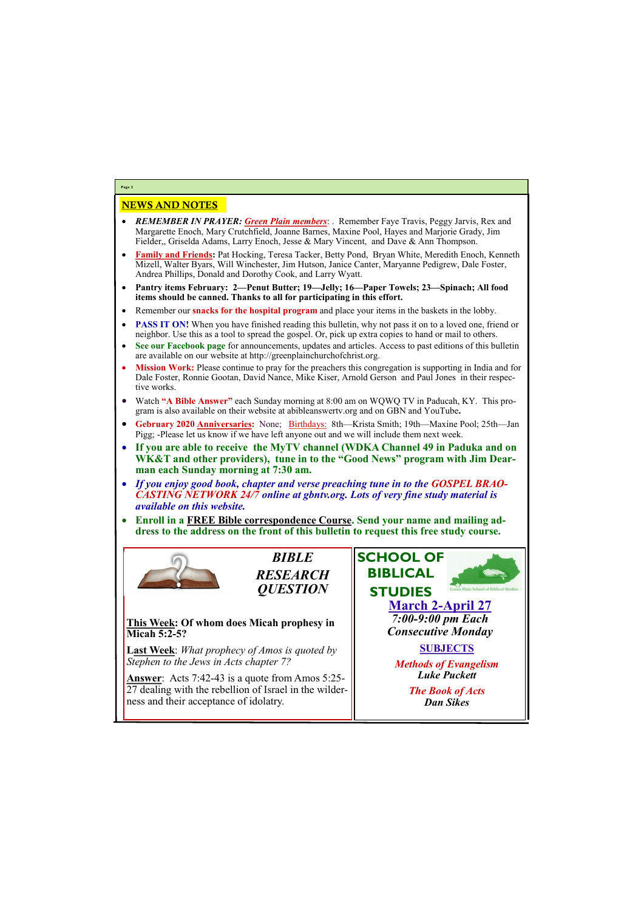## NEWS AND NOTES

- ***REMEMBER IN PRAYER:*** ***Green Plain members***: . Remember Faye Travis, Peggy Jarvis, Rex and Margarette Enoch, Mary Crutchfield, Joanne Barnes, Maxine Pool, Hayes and Marjorie Grady, Jim Fielder,, Griselda Adams, Larry Enoch, Jesse & Mary Vincent, and Dave & Ann Thompson.
- **Family and Friends:** Pat Hocking, Teresa Tacker, Betty Pond, Bryan White, Meredith Enoch, Kenneth Mizell, Walter Byars, Will Winchester, Jim Hutson, Janice Canter, Maryanne Pedigrew, Dale Foster, Andrea Phillips, Donald and Dorothy Cook, and Larry Wyatt.
- **Pantry items February: 2—Penut Butter; 19—Jelly; 16—Paper Towels; 23—Spinach; All food items should be canned. Thanks to all for participating in this effort.**
- Remember our **snacks for the hospital program** and place your items in the baskets in the lobby.
- **PASS IT ON!** When you have finished reading this bulletin, why not pass it on to a loved one, friend or neighbor. Use this as a tool to spread the gospel. Or, pick up extra copies to hand or mail to others.
- **See our Facebook page** for announcements, updates and articles. Access to past editions of this bulletin are available on our website at http://greenplainchurchofchrist.org.
- **Mission Work:** Please continue to pray for the preachers this congregation is supporting in India and for Dale Foster, Ronnie Gootan, David Nance, Mike Kiser, Arnold Gerson and Paul Jones in their respective works.
- Watch **"A Bible Answer"** each Sunday morning at 8:00 am on WQWQ TV in Paducah, KY. This program is also available on their website at abibleanswertv.org and on GBN and YouTube**.**
- **Gebruary 2020 Anniversaries:** None; Birthdays: 8th—Krista Smith; 19th—Maxine Pool; 25th—Jan Pigg; -Please let us know if we have left anyone out and we will include them next week.
- **If you are able to receive the MyTV channel (WDKA Channel 49 in Paduka and on WK&T and other providers), tune in to the "Good News" program with Jim Dearman each Sunday morning at 7:30 am.**
- ***If you enjoy good book, chapter and verse preaching tune in to the GOSPEL BRAOCASTING NETWORK 24/7 online at gbntv.org. Lots of very fine study material is available on this website.***
- **Enroll in a FREE Bible correspondence Course. Send your name and mailing address to the address on the front of this bulletin to request this free study course.**

### *BIBLE RESEARCH QUESTION*

**This Week: Of whom does Micah prophesy in Micah 5:2-5?**

**Last Week**: *What prophecy of Amos is quoted by Stephen to the Jews in Acts chapter 7?*

**Answer**: Acts 7:42-43 is a quote from Amos 5:25-27 dealing with the rebellion of Israel in the wilderness and their acceptance of idolatry.

### SCHOOL OF BIBLICAL STUDIES

Green Plain School of Biblical Studies

**March 2-April 27**

***7:00-9:00 pm Each Consecutive Monday***

**SUBJECTS**

***Methods of Evangelism***
***Luke Puckett***

***The Book of Acts***
***Dan Sikes***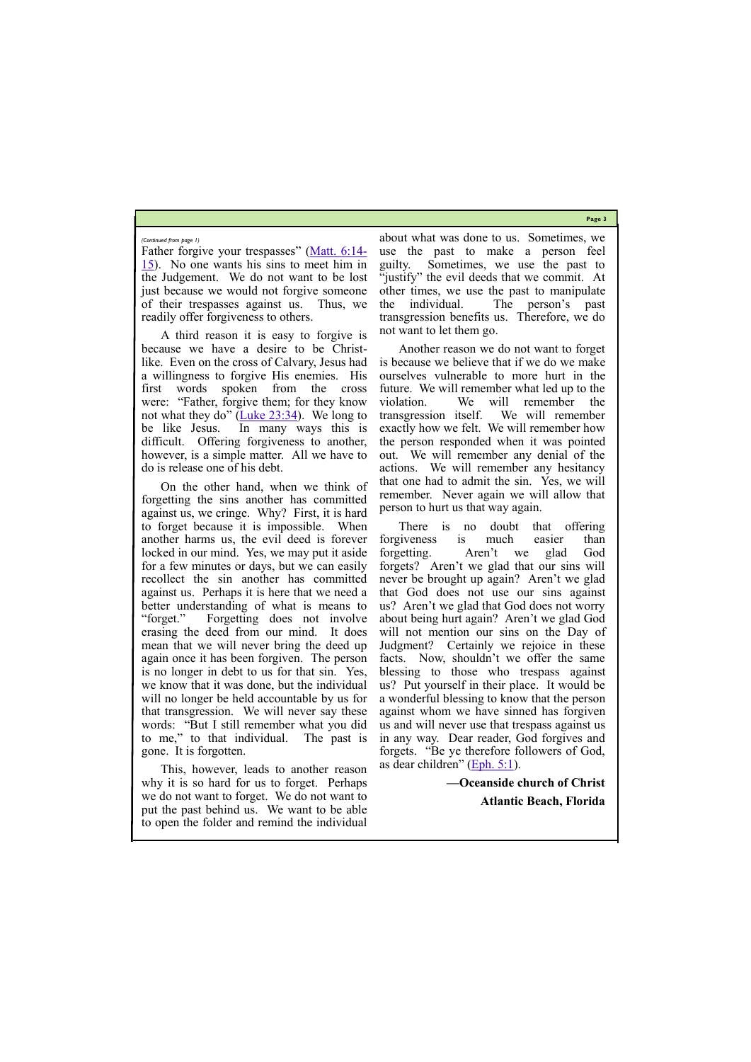*(Continued from page 1)*

Father forgive your trespasses" (Matt. 6:14-15). No one wants his sins to meet him in the Judgement. We do not want to be lost just because we would not forgive someone of their trespasses against us. Thus, we readily offer forgiveness to others.

A third reason it is easy to forgive is because we have a desire to be Christ-like. Even on the cross of Calvary, Jesus had a willingness to forgive His enemies. His first words spoken from the cross were: "Father, forgive them; for they know not what they do" (Luke 23:34). We long to be like Jesus. In many ways this is difficult. Offering forgiveness to another, however, is a simple matter. All we have to do is release one of his debt.

On the other hand, when we think of forgetting the sins another has committed against us, we cringe. Why? First, it is hard to forget because it is impossible. When another harms us, the evil deed is forever locked in our mind. Yes, we may put it aside for a few minutes or days, but we can easily recollect the sin another has committed against us. Perhaps it is here that we need a better understanding of what is means to "forget." Forgetting does not involve erasing the deed from our mind. It does mean that we will never bring the deed up again once it has been forgiven. The person is no longer in debt to us for that sin. Yes, we know that it was done, but the individual will no longer be held accountable by us for that transgression. We will never say these words: "But I still remember what you did to me," to that individual. The past is gone. It is forgotten.

This, however, leads to another reason why it is so hard for us to forget. Perhaps we do not want to forget. We do not want to put the past behind us. We want to be able to open the folder and remind the individual about what was done to us. Sometimes, we use the past to make a person feel guilty. Sometimes, we use the past to "justify" the evil deeds that we commit. At other times, we use the past to manipulate the individual. The person's past transgression benefits us. Therefore, we do not want to let them go.

Another reason we do not want to forget is because we believe that if we do we make ourselves vulnerable to more hurt in the future. We will remember what led up to the violation. We will remember the transgression itself. We will remember exactly how we felt. We will remember how the person responded when it was pointed out. We will remember any denial of the actions. We will remember any hesitancy that one had to admit the sin. Yes, we will remember. Never again we will allow that person to hurt us that way again.

There is no doubt that offering forgiveness is much easier than forgetting. Aren't we glad God forgets? Aren't we glad that our sins will never be brought up again? Aren't we glad that God does not use our sins against us? Aren't we glad that God does not worry about being hurt again? Aren't we glad God will not mention our sins on the Day of Judgment? Certainly we rejoice in these facts. Now, shouldn't we offer the same blessing to those who trespass against us? Put yourself in their place. It would be a wonderful blessing to know that the person against whom we have sinned has forgiven us and will never use that trespass against us in any way. Dear reader, God forgives and forgets. "Be ye therefore followers of God, as dear children" (Eph. 5:1).

**—Oceanside church of Christ**

**Atlantic Beach, Florida**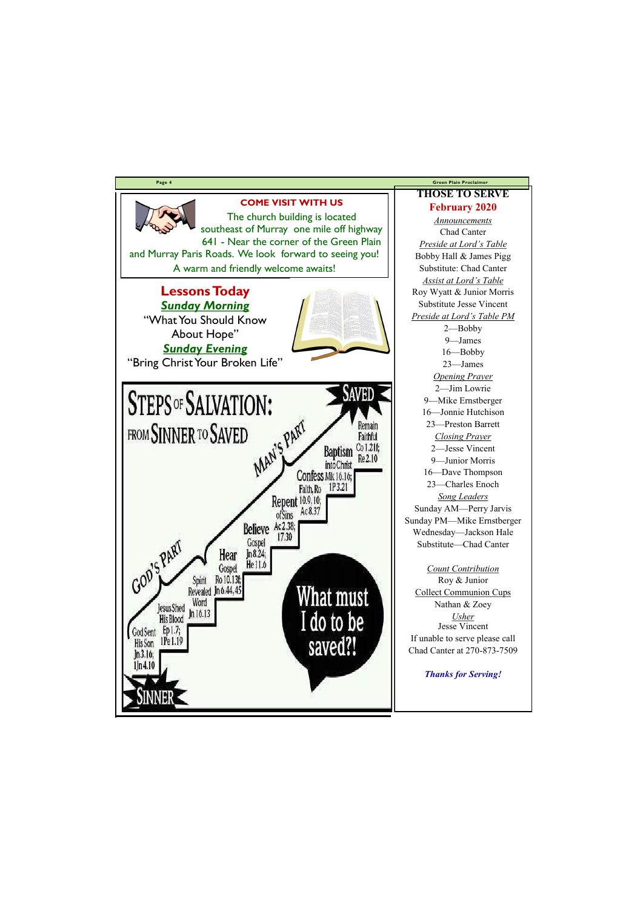## COME VISIT WITH US

The church building is located southeast of Murray one mile off highway 641 - Near the corner of the Green Plain and Murray Paris Roads. We look forward to seeing you!

A warm and friendly welcome awaits!

## Lessons Today

***Sunday Morning***

"What You Should Know About Hope"

***Sunday Evening***

"Bring Christ Your Broken Life"

STEPS OF SALVATION: FROM SINNER TO SAVED

GOD'S PART

God Sent His Son Jn 3.16; 1Jn 4.10

Jesus Shed His Blood Ep 1.7; 1Pe 1.19

Spirit Revealed Word Jn 16.13

MAN'S PART

Hear Gospel Ro 10.13f; Jn 6.44,45

Believe Gospel Jn 8.24; He 11.6

Repent of Sins Ac 2.38; 17.30

Confess Faith, Ro 10.9,10; Ac 8.37

Baptism into Christ Mk 16.16; 1P 3.21

Remain Faithful Co 1.21f; Re 2.10

SAVED

SINNER

What must I do to be saved?!

## THOSE TO SERVE

### February 2020

*Announcements*
Chad Canter

*Preside at Lord's Table*
Bobby Hall & James Pigg
Substitute: Chad Canter

*Assist at Lord's Table*
Roy Wyatt & Junior Morris
Substitute Jesse Vincent

*Preside at Lord's Table PM*
2—Bobby
9—James
16—Bobby
23—James

*Opening Prayer*
2—Jim Lowrie
9—Mike Ernstberger
16—Jonnie Hutchison
23—Preston Barrett

*Closing Prayer*
2—Jesse Vincent
9—Junior Morris
16—Dave Thompson
23—Charles Enoch

*Song Leaders*
Sunday AM—Perry Jarvis
Sunday PM—Mike Ernstberger
Wednesday—Jackson Hale
Substitute—Chad Canter

*Count Contribution*
Roy & Junior

Collect Communion Cups
Nathan & Zoey

*Usher*
Jesse Vincent

If unable to serve please call Chad Canter at 270-873-7509

***Thanks for Serving!***